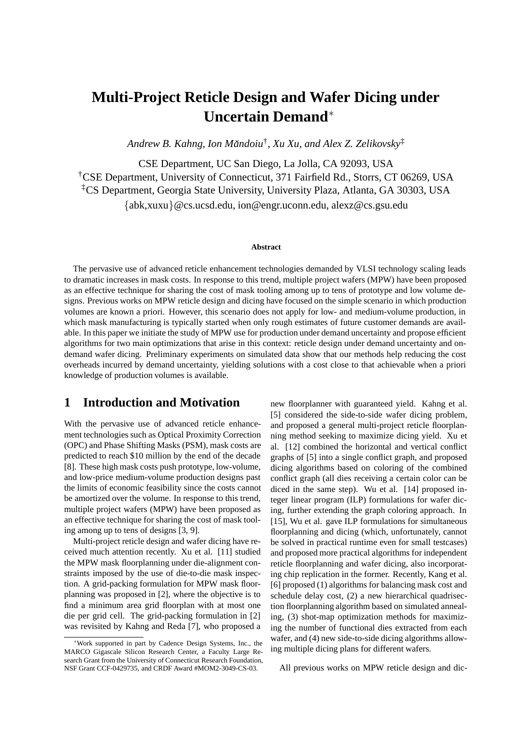# Multi-Project Reticle Design and Wafer Dicing under Uncertain Demand*

*Andrew B. Kahng, Ion Măndoiu*[†]*, Xu Xu, and Alex Z. Zelikovsky*[‡]

CSE Department, UC San Diego, La Jolla, CA 92093, USA

[†]CSE Department, University of Connecticut, 371 Fairfield Rd., Storrs, CT 06269, USA

[‡]CS Department, Georgia State University, University Plaza, Atlanta, GA 30303, USA

{abk,xuxu}@cs.ucsd.edu, ion@engr.uconn.edu, alexz@cs.gsu.edu

**Abstract**

The pervasive use of advanced reticle enhancement technologies demanded by VLSI technology scaling leads to dramatic increases in mask costs. In response to this trend, multiple project wafers (MPW) have been proposed as an effective technique for sharing the cost of mask tooling among up to tens of prototype and low volume designs. Previous works on MPW reticle design and dicing have focused on the simple scenario in which production volumes are known a priori. However, this scenario does not apply for low- and medium-volume production, in which mask manufacturing is typically started when only rough estimates of future customer demands are available. In this paper we initiate the study of MPW use for production under demand uncertainty and propose efficient algorithms for two main optimizations that arise in this context: reticle design under demand uncertainty and on-demand wafer dicing. Preliminary experiments on simulated data show that our methods help reducing the cost overheads incurred by demand uncertainty, yielding solutions with a cost close to that achievable when a priori knowledge of production volumes is available.

## 1 Introduction and Motivation

With the pervasive use of advanced reticle enhancement technologies such as Optical Proximity Correction (OPC) and Phase Shifting Masks (PSM), mask costs are predicted to reach $10 million by the end of the decade [8]. These high mask costs push prototype, low-volume, and low-price medium-volume production designs past the limits of economic feasibility since the costs cannot be amortized over the volume. In response to this trend, multiple project wafers (MPW) have been proposed as an effective technique for sharing the cost of mask tooling among up to tens of designs [3, 9].

Multi-project reticle design and wafer dicing have received much attention recently. Xu et al. [11] studied the MPW mask floorplanning under die-alignment constraints imposed by the use of die-to-die mask inspection. A grid-packing formulation for MPW mask floorplanning was proposed in [2], where the objective is to find a minimum area grid floorplan with at most one die per grid cell. The grid-packing formulation in [2] was revisited by Kahng and Reda [7], who proposed a new floorplanner with guaranteed yield. Kahng et al. [5] considered the side-to-side wafer dicing problem, and proposed a general multi-project reticle floorplanning method seeking to maximize dicing yield. Xu et al. [12] combined the horizontal and vertical conflict graphs of [5] into a single conflict graph, and proposed dicing algorithms based on coloring of the combined conflict graph (all dies receiving a certain color can be diced in the same step). Wu et al. [14] proposed integer linear program (ILP) formulations for wafer dicing, further extending the graph coloring approach. In [15], Wu et al. gave ILP formulations for simultaneous floorplanning and dicing (which, unfortunately, cannot be solved in practical runtime even for small testcases) and proposed more practical algorithms for independent reticle floorplanning and wafer dicing, also incorporating chip replication in the former. Recently, Kang et al. [6] proposed (1) algorithms for balancing mask cost and schedule delay cost, (2) a new hierarchical quadrisection floorplanning algorithm based on simulated annealing, (3) shot-map optimization methods for maximizing the number of functional dies extracted from each wafer, and (4) new side-to-side dicing algorithms allowing multiple dicing plans for different wafers.

All previous works on MPW reticle design and dic-

*Work supported in part by Cadence Design Systems, Inc., the MARCO Gigascale Silicon Research Center, a Faculty Large Research Grant from the University of Connecticut Research Foundation, NSF Grant CCF-0429735, and CRDF Award #MOM2-3049-CS-03.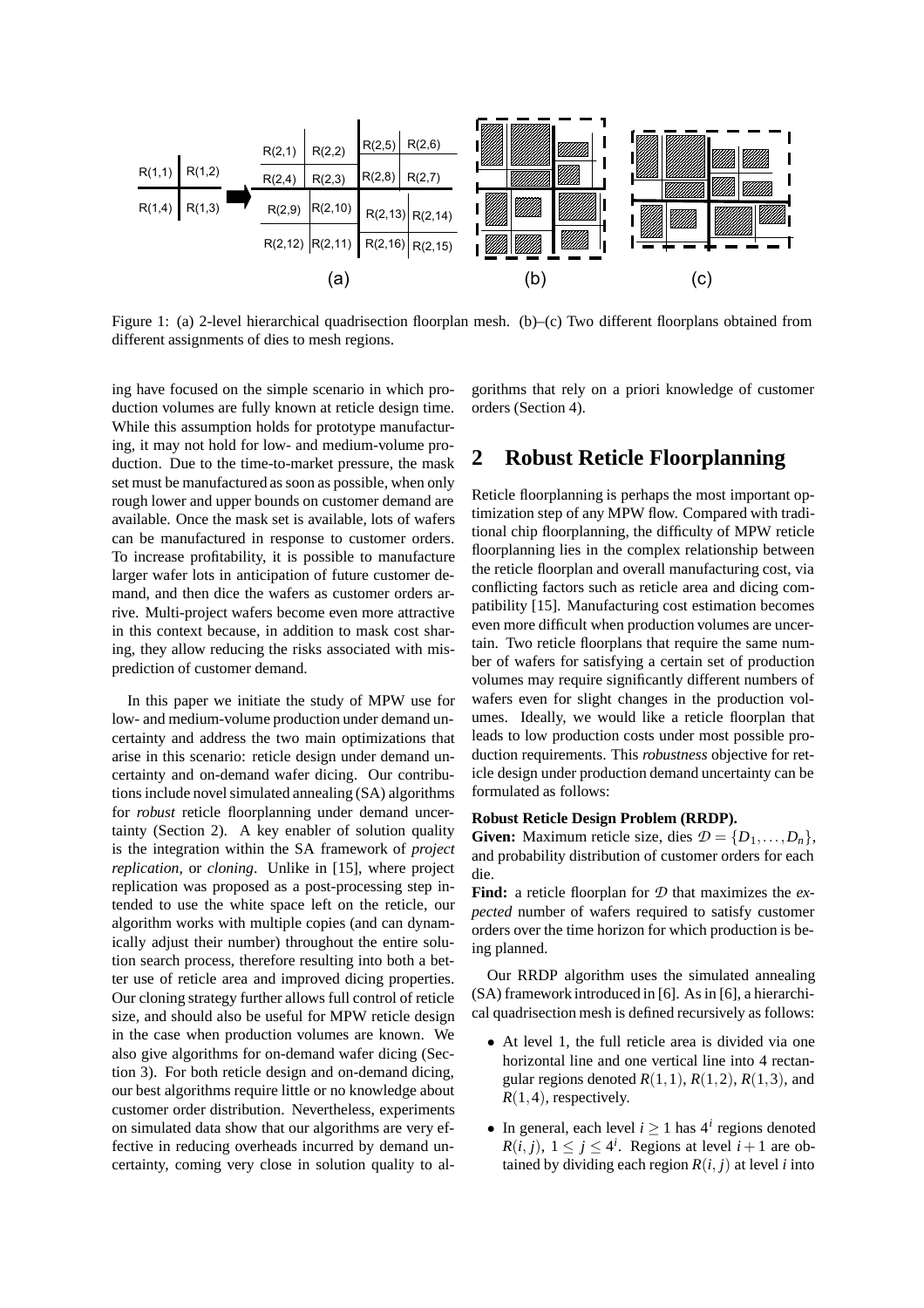R(1,1) R(1,2)
R(1,4) R(1,3)

R(2,1) R(2,2) R(2,5) R(2,6)
R(2,4) R(2,3) R(2,8) R(2,7)
R(2,9) R(2,10) R(2,13) R(2,14)
R(2,12) R(2,11) R(2,16) R(2,15)

(a)

(b)

(c)

Figure 1: (a) 2-level hierarchical quadrisection floorplan mesh. (b)–(c) Two different floorplans obtained from different assignments of dies to mesh regions.

ing have focused on the simple scenario in which production volumes are fully known at reticle design time. While this assumption holds for prototype manufacturing, it may not hold for low- and medium-volume production. Due to the time-to-market pressure, the mask set must be manufactured as soon as possible, when only rough lower and upper bounds on customer demand are available. Once the mask set is available, lots of wafers can be manufactured in response to customer orders. To increase profitability, it is possible to manufacture larger wafer lots in anticipation of future customer demand, and then dice the wafers as customer orders arrive. Multi-project wafers become even more attractive in this context because, in addition to mask cost sharing, they allow reducing the risks associated with misprediction of customer demand.

In this paper we initiate the study of MPW use for low- and medium-volume production under demand uncertainty and address the two main optimizations that arise in this scenario: reticle design under demand uncertainty and on-demand wafer dicing. Our contributions include novel simulated annealing (SA) algorithms for *robust* reticle floorplanning under demand uncertainty (Section 2). A key enabler of solution quality is the integration within the SA framework of *project replication*, or *cloning*. Unlike in [15], where project replication was proposed as a post-processing step intended to use the white space left on the reticle, our algorithm works with multiple copies (and can dynamically adjust their number) throughout the entire solution search process, therefore resulting into both a better use of reticle area and improved dicing properties. Our cloning strategy further allows full control of reticle size, and should also be useful for MPW reticle design in the case when production volumes are known. We also give algorithms for on-demand wafer dicing (Section 3). For both reticle design and on-demand dicing, our best algorithms require little or no knowledge about customer order distribution. Nevertheless, experiments on simulated data show that our algorithms are very effective in reducing overheads incurred by demand uncertainty, coming very close in solution quality to algorithms that rely on a priori knowledge of customer orders (Section 4).

## 2 Robust Reticle Floorplanning

Reticle floorplanning is perhaps the most important optimization step of any MPW flow. Compared with traditional chip floorplanning, the difficulty of MPW reticle floorplanning lies in the complex relationship between the reticle floorplan and overall manufacturing cost, via conflicting factors such as reticle area and dicing compatibility [15]. Manufacturing cost estimation becomes even more difficult when production volumes are uncertain. Two reticle floorplans that require the same number of wafers for satisfying a certain set of production volumes may require significantly different numbers of wafers even for slight changes in the production volumes. Ideally, we would like a reticle floorplan that leads to low production costs under most possible production requirements. This *robustness* objective for reticle design under production demand uncertainty can be formulated as follows:

**Robust Reticle Design Problem (RRDP).**
**Given:** Maximum reticle size, dies $\mathcal{D} = \{D_1, \ldots, D_n\}$, and probability distribution of customer orders for each die.
**Find:** a reticle floorplan for $\mathcal{D}$ that maximizes the *expected* number of wafers required to satisfy customer orders over the time horizon for which production is being planned.

Our RRDP algorithm uses the simulated annealing (SA) framework introduced in [6]. As in [6], a hierarchical quadrisection mesh is defined recursively as follows:

- At level 1, the full reticle area is divided via one horizontal line and one vertical line into 4 rectangular regions denoted $R(1,1)$, $R(1,2)$, $R(1,3)$, and $R(1,4)$, respectively.
- In general, each level $i \geq 1$ has $4^i$ regions denoted $R(i, j)$, $1 \leq j \leq 4^i$. Regions at level $i+1$ are obtained by dividing each region $R(i, j)$ at level $i$ into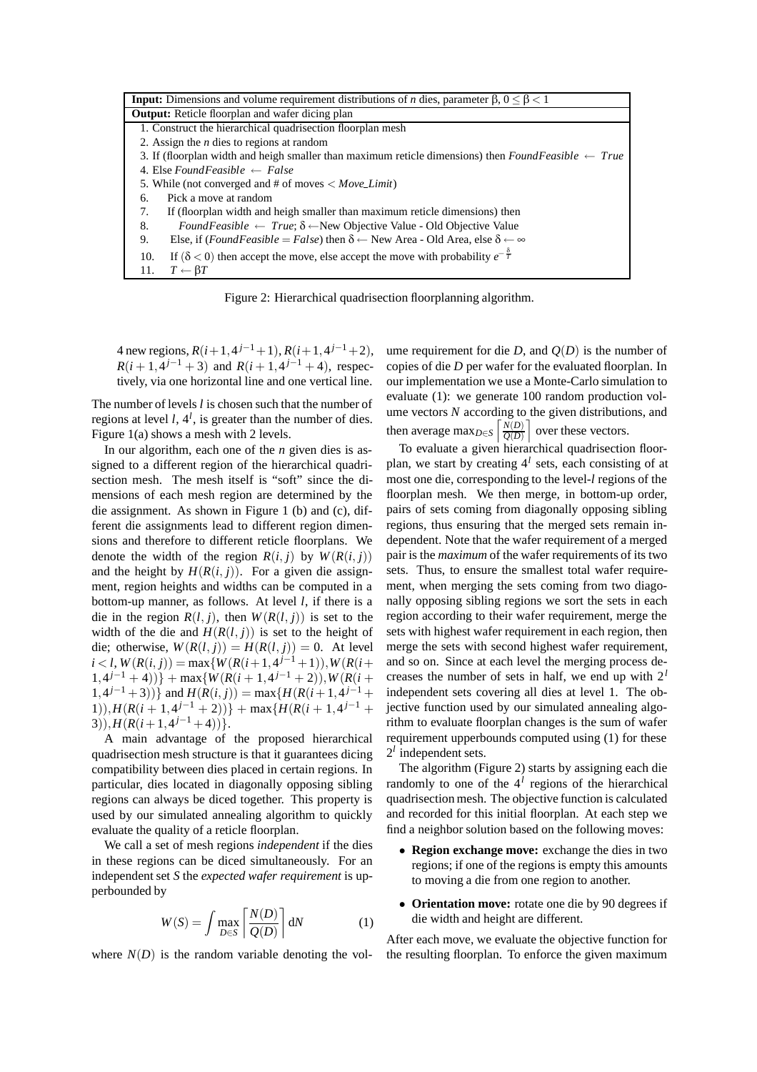| **Input:** Dimensions and volume requirement distributions of $n$ dies, parameter $\beta$, $0 \leq \beta < 1$ |
|---|
| **Output:** Reticle floorplan and wafer dicing plan |
| 1. Construct the hierarchical quadrisection floorplan mesh<br>2. Assign the $n$ dies to regions at random<br>3. If (floorplan width and heigh smaller than maximum reticle dimensions) then $FoundFeasible \leftarrow True$<br>4. Else $FoundFeasible \leftarrow False$<br>5. While (not converged and # of moves $<$ *Move_Limit*)<br>6. Pick a move at random<br>7. If (floorplan width and heigh smaller than maximum reticle dimensions) then<br>8. $FoundFeasible \leftarrow True$; $\delta \leftarrow$New Objective Value - Old Objective Value<br>9. Else, if ($FoundFeasible = False$) then $\delta \leftarrow$ New Area - Old Area, else $\delta \leftarrow \infty$<br>10. If ($\delta < 0$) then accept the move, else accept the move with probability $e^{-\frac{\delta}{T}}$<br>11. $T \leftarrow \beta T$ |

Figure 2: Hierarchical quadrisection floorplanning algorithm.

4 new regions, $R(i+1,4^{j-1}+1)$, $R(i+1,4^{j-1}+2)$, $R(i+1,4^{j-1}+3)$ and $R(i+1,4^{j-1}+4)$, respectively, via one horizontal line and one vertical line.

The number of levels $l$ is chosen such that the number of regions at level $l$, $4^l$, is greater than the number of dies. Figure 1(a) shows a mesh with 2 levels.

In our algorithm, each one of the $n$ given dies is assigned to a different region of the hierarchical quadrisection mesh. The mesh itself is "soft" since the dimensions of each mesh region are determined by the die assignment. As shown in Figure 1 (b) and (c), different die assignments lead to different region dimensions and therefore to different reticle floorplans. We denote the width of the region $R(i,j)$ by $W(R(i,j))$ and the height by $H(R(i,j))$. For a given die assignment, region heights and widths can be computed in a bottom-up manner, as follows. At level $l$, if there is a die in the region $R(l,j)$, then $W(R(l,j))$ is set to the width of the die and $H(R(l,j))$ is set to the height of die; otherwise, $W(R(l,j)) = H(R(l,j)) = 0$. At level $i < l$, $W(R(i,j)) = \max\{W(R(i+1,4^{j-1}+1)), W(R(i+1,4^{j-1}+4))\} + \max\{W(R(i+1,4^{j-1}+2)), W(R(i+1,4^{j-1}+3))\}$ and $H(R(i,j)) = \max\{H(R(i+1,4^{j-1}+1)), H(R(i+1,4^{j-1}+2))\} + \max\{H(R(i+1,4^{j-1}+3)), H(R(i+1,4^{j-1}+4))\}$.

A main advantage of the proposed hierarchical quadrisection mesh structure is that it guarantees dicing compatibility between dies placed in certain regions. In particular, dies located in diagonally opposing sibling regions can always be diced together. This property is used by our simulated annealing algorithm to quickly evaluate the quality of a reticle floorplan.

We call a set of mesh regions *independent* if the dies in these regions can be diced simultaneously. For an independent set $S$ the *expected wafer requirement* is upperbounded by

$$W(S) = \int \max_{D \in S} \left\lceil \frac{N(D)}{Q(D)} \right\rceil \mathrm{d}N \qquad (1)$$

where $N(D)$ is the random variable denoting the volume requirement for die $D$, and $Q(D)$ is the number of copies of die $D$ per wafer for the evaluated floorplan. In our implementation we use a Monte-Carlo simulation to evaluate (1): we generate 100 random production volume vectors $N$ according to the given distributions, and then average $\max_{D \in S} \left\lceil \frac{N(D)}{Q(D)} \right\rceil$ over these vectors.

To evaluate a given hierarchical quadrisection floorplan, we start by creating $4^l$ sets, each consisting of at most one die, corresponding to the level-$l$ regions of the floorplan mesh. We then merge, in bottom-up order, pairs of sets coming from diagonally opposing sibling regions, thus ensuring that the merged sets remain independent. Note that the wafer requirement of a merged pair is the *maximum* of the wafer requirements of its two sets. Thus, to ensure the smallest total wafer requirement, when merging the sets coming from two diagonally opposing sibling regions we sort the sets in each region according to their wafer requirement, merge the sets with highest wafer requirement in each region, then merge the sets with second highest wafer requirement, and so on. Since at each level the merging process decreases the number of sets in half, we end up with $2^l$ independent sets covering all dies at level 1. The objective function used by our simulated annealing algorithm to evaluate floorplan changes is the sum of wafer requirement upperbounds computed using (1) for these $2^l$ independent sets.

The algorithm (Figure 2) starts by assigning each die randomly to one of the $4^l$ regions of the hierarchical quadrisection mesh. The objective function is calculated and recorded for this initial floorplan. At each step we find a neighbor solution based on the following moves:

- **Region exchange move:** exchange the dies in two regions; if one of the regions is empty this amounts to moving a die from one region to another.
- **Orientation move:** rotate one die by 90 degrees if die width and height are different.

After each move, we evaluate the objective function for the resulting floorplan. To enforce the given maximum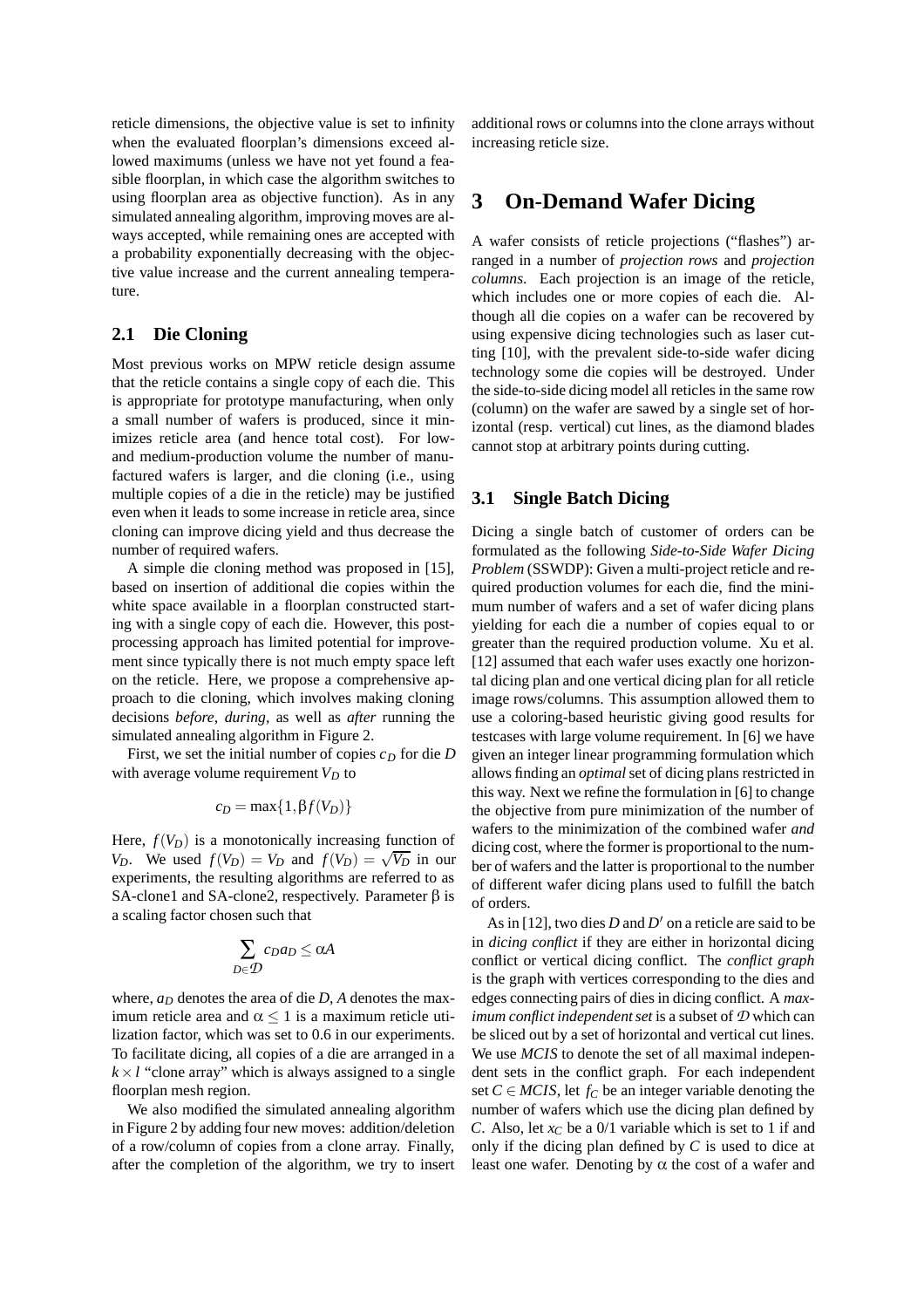reticle dimensions, the objective value is set to infinity when the evaluated floorplan's dimensions exceed allowed maximums (unless we have not yet found a feasible floorplan, in which case the algorithm switches to using floorplan area as objective function). As in any simulated annealing algorithm, improving moves are always accepted, while remaining ones are accepted with a probability exponentially decreasing with the objective value increase and the current annealing temperature.

### 2.1 Die Cloning

Most previous works on MPW reticle design assume that the reticle contains a single copy of each die. This is appropriate for prototype manufacturing, when only a small number of wafers is produced, since it minimizes reticle area (and hence total cost). For low- and medium-production volume the number of manufactured wafers is larger, and die cloning (i.e., using multiple copies of a die in the reticle) may be justified even when it leads to some increase in reticle area, since cloning can improve dicing yield and thus decrease the number of required wafers.

A simple die cloning method was proposed in [15], based on insertion of additional die copies within the white space available in a floorplan constructed starting with a single copy of each die. However, this post-processing approach has limited potential for improvement since typically there is not much empty space left on the reticle. Here, we propose a comprehensive approach to die cloning, which involves making cloning decisions *before*, *during*, as well as *after* running the simulated annealing algorithm in Figure 2.

First, we set the initial number of copies $c_D$ for die $D$ with average volume requirement $V_D$ to

$$c_D = \max\{1, \beta f(V_D)\}$$

Here, $f(V_D)$ is a monotonically increasing function of $V_D$. We used $f(V_D) = V_D$ and $f(V_D) = \sqrt{V_D}$ in our experiments, the resulting algorithms are referred to as SA-clone1 and SA-clone2, respectively. Parameter $\beta$ is a scaling factor chosen such that

$$\sum_{D \in \mathcal{D}} c_D a_D \leq \alpha A$$

where, $a_D$ denotes the area of die $D$, $A$ denotes the maximum reticle area and $\alpha \leq 1$ is a maximum reticle utilization factor, which was set to 0.6 in our experiments. To facilitate dicing, all copies of a die are arranged in a $k \times l$ "clone array" which is always assigned to a single floorplan mesh region.

We also modified the simulated annealing algorithm in Figure 2 by adding four new moves: addition/deletion of a row/column of copies from a clone array. Finally, after the completion of the algorithm, we try to insert additional rows or columns into the clone arrays without increasing reticle size.

## 3 On-Demand Wafer Dicing

A wafer consists of reticle projections ("flashes") arranged in a number of *projection rows* and *projection columns*. Each projection is an image of the reticle, which includes one or more copies of each die. Although all die copies on a wafer can be recovered by using expensive dicing technologies such as laser cutting [10], with the prevalent side-to-side wafer dicing technology some die copies will be destroyed. Under the side-to-side dicing model all reticles in the same row (column) on the wafer are sawed by a single set of horizontal (resp. vertical) cut lines, as the diamond blades cannot stop at arbitrary points during cutting.

### 3.1 Single Batch Dicing

Dicing a single batch of customer of orders can be formulated as the following *Side-to-Side Wafer Dicing Problem* (SSWDP): Given a multi-project reticle and required production volumes for each die, find the minimum number of wafers and a set of wafer dicing plans yielding for each die a number of copies equal to or greater than the required production volume. Xu et al. [12] assumed that each wafer uses exactly one horizontal dicing plan and one vertical dicing plan for all reticle image rows/columns. This assumption allowed them to use a coloring-based heuristic giving good results for testcases with large volume requirement. In [6] we have given an integer linear programming formulation which allows finding an *optimal* set of dicing plans restricted in this way. Next we refine the formulation in [6] to change the objective from pure minimization of the number of wafers to the minimization of the combined wafer *and* dicing cost, where the former is proportional to the number of wafers and the latter is proportional to the number of different wafer dicing plans used to fulfill the batch of orders.

As in [12], two dies $D$ and $D'$ on a reticle are said to be in *dicing conflict* if they are either in horizontal dicing conflict or vertical dicing conflict. The *conflict graph* is the graph with vertices corresponding to the dies and edges connecting pairs of dies in dicing conflict. A *maximum conflict independent set* is a subset of $\mathcal{D}$ which can be sliced out by a set of horizontal and vertical cut lines. We use *MCIS* to denote the set of all maximal independent sets in the conflict graph. For each independent set $C \in MCIS$, let $f_C$ be an integer variable denoting the number of wafers which use the dicing plan defined by $C$. Also, let $x_C$ be a 0/1 variable which is set to 1 if and only if the dicing plan defined by $C$ is used to dice at least one wafer. Denoting by $\alpha$ the cost of a wafer and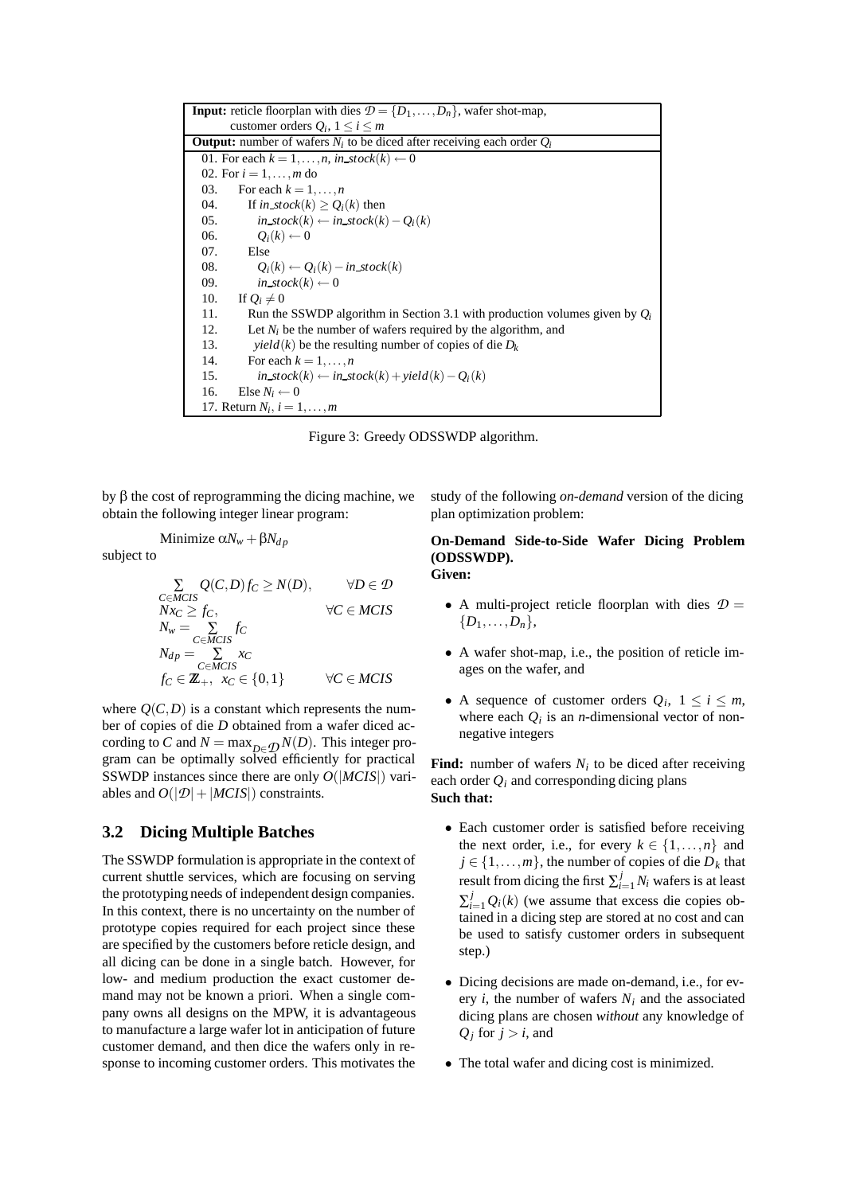**Input:** reticle floorplan with dies $\mathcal{D} = \{D_1, \ldots, D_n\}$, wafer shot-map, customer orders $Q_i$, $1 \leq i \leq m$

**Output:** number of wafers $N_i$ to be diced after receiving each order $Q_i$

```
01. For each k = 1,...,n, in_stock(k) ← 0
02. For i = 1,...,m do
03.     For each k = 1,...,n
04.       If in_stock(k) ≥ Q_i(k) then
05.         in_stock(k) ← in_stock(k) − Q_i(k)
06.         Q_i(k) ← 0
07.       Else
08.         Q_i(k) ← Q_i(k) − in_stock(k)
09.         in_stock(k) ← 0
10.     If Q_i ≠ 0
11.       Run the SSWDP algorithm in Section 3.1 with production volumes given by Q_i
12.       Let N_i be the number of wafers required by the algorithm, and
13.         yield(k) be the resulting number of copies of die D_k
14.       For each k = 1,...,n
15.         in_stock(k) ← in_stock(k) + yield(k) − Q_i(k)
16.     Else N_i ← 0
17. Return N_i, i = 1,...,m
```

Figure 3: Greedy ODSSWDP algorithm.

by $\beta$ the cost of reprogramming the dicing machine, we obtain the following integer linear program:

$$\text{Minimize } \alpha N_w + \beta N_{dp}$$

subject to

$$\begin{aligned}
&\sum_{C \in MCIS} Q(C,D) f_C \geq N(D), && \forall D \in \mathcal{D} \\
&N x_C \geq f_C, && \forall C \in MCIS \\
&N_w = \sum_{C \in MCIS} f_C && \\
&N_{dp} = \sum_{C \in MCIS} x_C && \\
&f_C \in \mathbb{Z}_+, \;\; x_C \in \{0,1\} && \forall C \in MCIS
\end{aligned}$$

where $Q(C,D)$ is a constant which represents the number of copies of die $D$ obtained from a wafer diced according to $C$ and $N = \max_{D \in \mathcal{D}} N(D)$. This integer program can be optimally solved efficiently for practical SSWDP instances since there are only $O(|MCIS|)$ variables and $O(|\mathcal{D}| + |MCIS|)$ constraints.

## 3.2 Dicing Multiple Batches

The SSWDP formulation is appropriate in the context of current shuttle services, which are focusing on serving the prototyping needs of independent design companies. In this context, there is no uncertainty on the number of prototype copies required for each project since these are specified by the customers before reticle design, and all dicing can be done in a single batch. However, for low- and medium production the exact customer demand may not be known a priori. When a single company owns all designs on the MPW, it is advantageous to manufacture a large wafer lot in anticipation of future customer demand, and then dice the wafers only in response to incoming customer orders. This motivates the study of the following *on-demand* version of the dicing plan optimization problem:

**On-Demand Side-to-Side Wafer Dicing Problem (ODSSWDP).**
**Given:**

- A multi-project reticle floorplan with dies $\mathcal{D} = \{D_1, \ldots, D_n\}$,
- A wafer shot-map, i.e., the position of reticle images on the wafer, and
- A sequence of customer orders $Q_i$, $1 \leq i \leq m$, where each $Q_i$ is an $n$-dimensional vector of non-negative integers

**Find:** number of wafers $N_i$ to be diced after receiving each order $Q_i$ and corresponding dicing plans
**Such that:**

- Each customer order is satisfied before receiving the next order, i.e., for every $k \in \{1, \ldots, n\}$ and $j \in \{1, \ldots, m\}$, the number of copies of die $D_k$ that result from dicing the first $\sum_{i=1}^{j} N_i$ wafers is at least $\sum_{i=1}^{j} Q_i(k)$ (we assume that excess die copies obtained in a dicing step are stored at no cost and can be used to satisfy customer orders in subsequent step.)
- Dicing decisions are made on-demand, i.e., for every $i$, the number of wafers $N_i$ and the associated dicing plans are chosen *without* any knowledge of $Q_j$ for $j > i$, and
- The total wafer and dicing cost is minimized.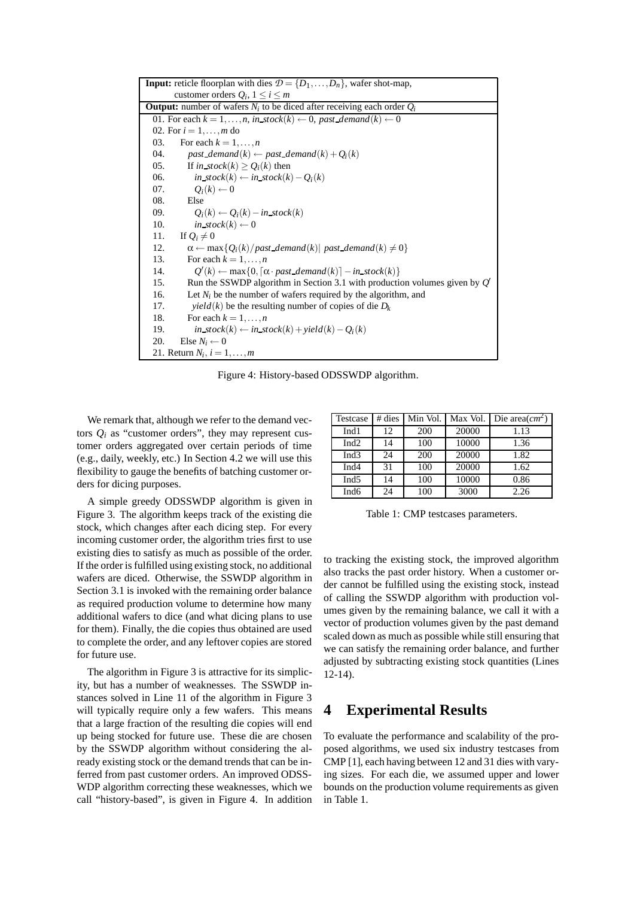**Input:** reticle floorplan with dies $\mathcal{D} = \{D_1, \ldots, D_n\}$, wafer shot-map, customer orders $Q_i$, $1 \leq i \leq m$

**Output:** number of wafers $N_i$ to be diced after receiving each order $Q_i$

```
01. For each k = 1,...,n, in_stock(k) ← 0, past_demand(k) ← 0
02. For i = 1,...,m do
03.     For each k = 1,...,n
04.         past_demand(k) ← past_demand(k) + Q_i(k)
05.         If in_stock(k) ≥ Q_i(k) then
06.             in_stock(k) ← in_stock(k) − Q_i(k)
07.             Q_i(k) ← 0
08.         Else
09.             Q_i(k) ← Q_i(k) − in_stock(k)
10.             in_stock(k) ← 0
11.     If Q_i ≠ 0
12.         α ← max{Q_i(k)/past_demand(k) | past_demand(k) ≠ 0}
13.         For each k = 1,...,n
14.             Q'(k) ← max{0, ⌈α · past_demand(k)⌉ − in_stock(k)}
15.         Run the SSWDP algorithm in Section 3.1 with production volumes given by Q'
16.         Let N_i be the number of wafers required by the algorithm, and
17.             yield(k) be the resulting number of copies of die D_k
18.         For each k = 1,...,n
19.             in_stock(k) ← in_stock(k) + yield(k) − Q_i(k)
20.     Else N_i ← 0
21. Return N_i, i = 1,...,m
```

Figure 4: History-based ODSSWDP algorithm.

We remark that, although we refer to the demand vectors $Q_i$ as "customer orders", they may represent customer orders aggregated over certain periods of time (e.g., daily, weekly, etc.) In Section 4.2 we will use this flexibility to gauge the benefits of batching customer orders for dicing purposes.

A simple greedy ODSSWDP algorithm is given in Figure 3. The algorithm keeps track of the existing die stock, which changes after each dicing step. For every incoming customer order, the algorithm tries first to use existing dies to satisfy as much as possible of the order. If the order is fulfilled using existing stock, no additional wafers are diced. Otherwise, the SSWDP algorithm in Section 3.1 is invoked with the remaining order balance as required production volume to determine how many additional wafers to dice (and what dicing plans to use for them). Finally, the die copies thus obtained are used to complete the order, and any leftover copies are stored for future use.

The algorithm in Figure 3 is attractive for its simplicity, but has a number of weaknesses. The SSWDP instances solved in Line 11 of the algorithm in Figure 3 will typically require only a few wafers. This means that a large fraction of the resulting die copies will end up being stocked for future use. These die are chosen by the SSWDP algorithm without considering the already existing stock or the demand trends that can be inferred from past customer orders. An improved ODSSWDP algorithm correcting these weaknesses, which we call "history-based", is given in Figure 4. In addition to tracking the existing stock, the improved algorithm also tracks the past order history. When a customer order cannot be fulfilled using the existing stock, instead of calling the SSWDP algorithm with production volumes given by the remaining balance, we call it with a vector of production volumes given by the past demand scaled down as much as possible while still ensuring that we can satisfy the remaining order balance, and further adjusted by subtracting existing stock quantities (Lines 12-14).

| Testcase | # dies | Min Vol. | Max Vol. | Die area($cm^2$) |
|---|---|---|---|---|
| Ind1 | 12 | 200 | 20000 | 1.13 |
| Ind2 | 14 | 100 | 10000 | 1.36 |
| Ind3 | 24 | 200 | 20000 | 1.82 |
| Ind4 | 31 | 100 | 20000 | 1.62 |
| Ind5 | 14 | 100 | 10000 | 0.86 |
| Ind6 | 24 | 100 | 3000 | 2.26 |

Table 1: CMP testcases parameters.

# 4 Experimental Results

To evaluate the performance and scalability of the proposed algorithms, we used six industry testcases from CMP [1], each having between 12 and 31 dies with varying sizes. For each die, we assumed upper and lower bounds on the production volume requirements as given in Table 1.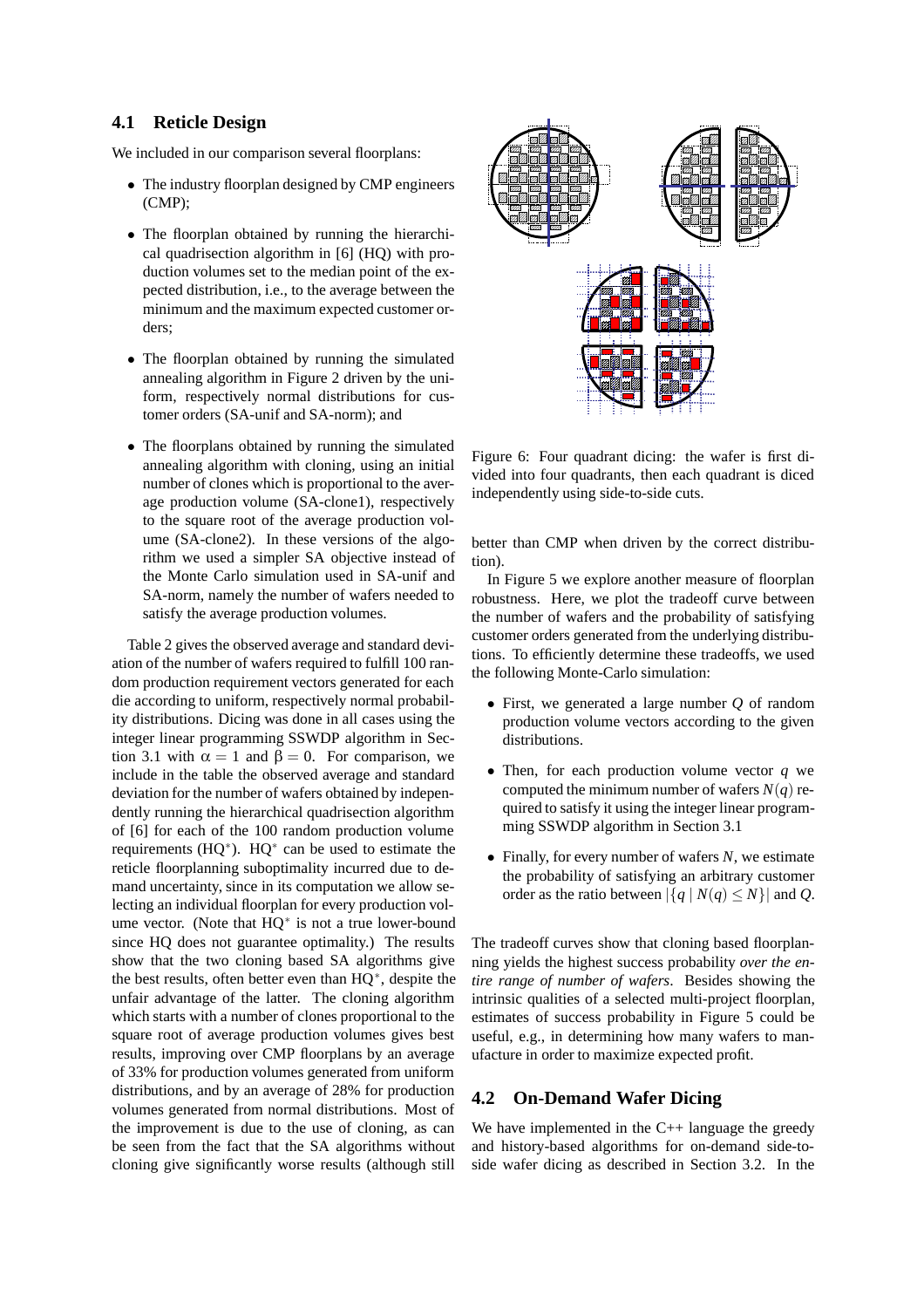## 4.1 Reticle Design

We included in our comparison several floorplans:

- The industry floorplan designed by CMP engineers (CMP);
- The floorplan obtained by running the hierarchical quadrisection algorithm in [6] (HQ) with production volumes set to the median point of the expected distribution, i.e., to the average between the minimum and the maximum expected customer orders;
- The floorplan obtained by running the simulated annealing algorithm in Figure 2 driven by the uniform, respectively normal distributions for customer orders (SA-unif and SA-norm); and
- The floorplans obtained by running the simulated annealing algorithm with cloning, using an initial number of clones which is proportional to the average production volume (SA-clone1), respectively to the square root of the average production volume (SA-clone2). In these versions of the algorithm we used a simpler SA objective instead of the Monte Carlo simulation used in SA-unif and SA-norm, namely the number of wafers needed to satisfy the average production volumes.

Table 2 gives the observed average and standard deviation of the number of wafers required to fulfill 100 random production requirement vectors generated for each die according to uniform, respectively normal probability distributions. Dicing was done in all cases using the integer linear programming SSWDP algorithm in Section 3.1 with $\alpha = 1$ and $\beta = 0$. For comparison, we include in the table the observed average and standard deviation for the number of wafers obtained by independently running the hierarchical quadrisection algorithm of [6] for each of the 100 random production volume requirements (HQ$^*$). HQ$^*$ can be used to estimate the reticle floorplanning suboptimality incurred due to demand uncertainty, since in its computation we allow selecting an individual floorplan for every production volume vector. (Note that HQ$^*$ is not a true lower-bound since HQ does not guarantee optimality.) The results show that the two cloning based SA algorithms give the best results, often better even than HQ$^*$, despite the unfair advantage of the latter. The cloning algorithm which starts with a number of clones proportional to the square root of average production volumes gives best results, improving over CMP floorplans by an average of 33% for production volumes generated from uniform distributions, and by an average of 28% for production volumes generated from normal distributions. Most of the improvement is due to the use of cloning, as can be seen from the fact that the SA algorithms without cloning give significantly worse results (although still better than CMP when driven by the correct distribution).

Figure 6: Four quadrant dicing: the wafer is first divided into four quadrants, then each quadrant is diced independently using side-to-side cuts.

In Figure 5 we explore another measure of floorplan robustness. Here, we plot the tradeoff curve between the number of wafers and the probability of satisfying customer orders generated from the underlying distributions. To efficiently determine these tradeoffs, we used the following Monte-Carlo simulation:

- First, we generated a large number $Q$ of random production volume vectors according to the given distributions.
- Then, for each production volume vector $q$ we computed the minimum number of wafers $N(q)$ required to satisfy it using the integer linear programming SSWDP algorithm in Section 3.1
- Finally, for every number of wafers $N$, we estimate the probability of satisfying an arbitrary customer order as the ratio between $|\{q \mid N(q) \leq N\}|$ and $Q$.

The tradeoff curves show that cloning based floorplanning yields the highest success probability *over the entire range of number of wafers*. Besides showing the intrinsic qualities of a selected multi-project floorplan, estimates of success probability in Figure 5 could be useful, e.g., in determining how many wafers to manufacture in order to maximize expected profit.

## 4.2 On-Demand Wafer Dicing

We have implemented in the C++ language the greedy and history-based algorithms for on-demand side-to-side wafer dicing as described in Section 3.2. In the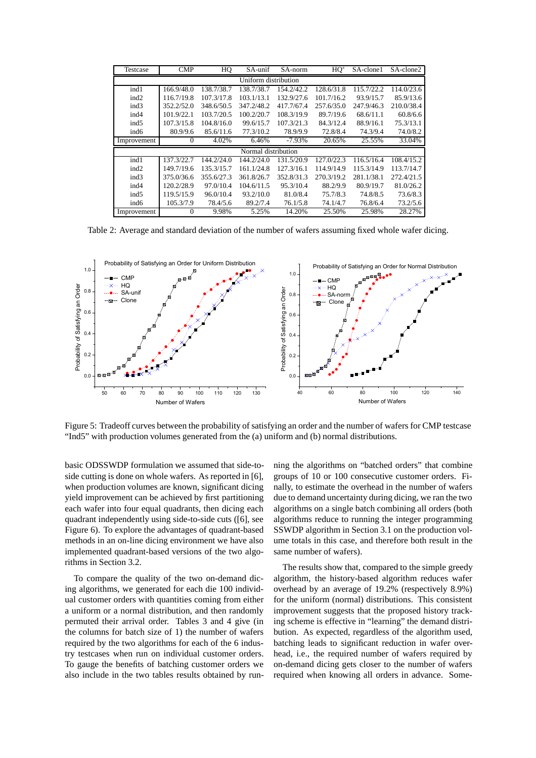| Testcase | CMP | HQ | SA-unif | SA-norm | HQ* | SA-clone1 | SA-clone2 |
|---|---|---|---|---|---|---|---|
| Uniform distribution | | | | | | | |
| ind1 | 166.9/48.0 | 138.7/38.7 | 138.7/38.7 | 154.2/42.2 | 128.6/31.8 | 115.7/22.2 | 114.0/23.6 |
| ind2 | 116.7/19.8 | 107.3/17.8 | 103.1/13.1 | 132.9/27.6 | 101.7/16.2 | 93.9/15.7 | 85.9/13.6 |
| ind3 | 352.2/52.0 | 348.6/50.5 | 347.2/48.2 | 417.7/67.4 | 257.6/35.0 | 247.9/46.3 | 210.0/38.4 |
| ind4 | 101.9/22.1 | 103.7/20.5 | 100.2/20.7 | 108.3/19.9 | 89.7/19.6 | 68.6/11.1 | 60.8/6.6 |
| ind5 | 107.3/15.8 | 104.8/16.0 | 99.6/15.7 | 107.3/21.3 | 84.3/12.4 | 88.9/16.1 | 75.3/13.1 |
| ind6 | 80.9/9.6 | 85.6/11.6 | 77.3/10.2 | 78.9/9.9 | 72.8/8.4 | 74.3/9.4 | 74.0/8.2 |
| Improvement | 0 | 4.02% | 6.46% | -7.93% | 20.65% | 25.55% | 33.04% |
| Normal distribution | | | | | | | |
| ind1 | 137.3/22.7 | 144.2/24.0 | 144.2/24.0 | 131.5/20.9 | 127.0/22.3 | 116.5/16.4 | 108.4/15.2 |
| ind2 | 149.7/19.6 | 135.3/15.7 | 161.1/24.8 | 127.3/16.1 | 114.9/14.9 | 115.3/14.9 | 113.7/14.7 |
| ind3 | 375.0/36.6 | 355.6/27.3 | 361.8/26.7 | 352.8/31.3 | 270.3/19.2 | 281.1/38.1 | 272.4/21.5 |
| ind4 | 120.2/28.9 | 97.0/10.4 | 104.6/11.5 | 95.3/10.4 | 88.2/9.9 | 80.9/19.7 | 81.0/26.2 |
| ind5 | 119.5/15.9 | 96.0/10.4 | 93.2/10.0 | 81.0/8.4 | 75.7/8.3 | 74.8/8.5 | 73.6/8.3 |
| ind6 | 105.3/7.9 | 78.4/5.6 | 89.2/7.4 | 76.1/5.8 | 74.1/4.7 | 76.8/6.4 | 73.2/5.6 |
| Improvement | 0 | 9.98% | 5.25% | 14.20% | 25.50% | 25.98% | 28.27% |

Table 2: Average and standard deviation of the number of wafers assuming fixed whole wafer dicing.

Figure 5: Tradeoff curves between the probability of satisfying an order and the number of wafers for CMP testcase "Ind5" with production volumes generated from the (a) uniform and (b) normal distributions.

basic ODSSWDP formulation we assumed that side-to-side cutting is done on whole wafers. As reported in [6], when production volumes are known, significant dicing yield improvement can be achieved by first partitioning each wafer into four equal quadrants, then dicing each quadrant independently using side-to-side cuts ([6], see Figure 6). To explore the advantages of quadrant-based methods in an on-line dicing environment we have also implemented quadrant-based versions of the two algorithms in Section 3.2.

To compare the quality of the two on-demand dicing algorithms, we generated for each die 100 individual customer orders with quantities coming from either a uniform or a normal distribution, and then randomly permuted their arrival order. Tables 3 and 4 give (in the columns for batch size of 1) the number of wafers required by the two algorithms for each of the 6 industry testcases when run on individual customer orders. To gauge the benefits of batching customer orders we also include in the two tables results obtained by running the algorithms on "batched orders" that combine groups of 10 or 100 consecutive customer orders. Finally, to estimate the overhead in the number of wafers due to demand uncertainty during dicing, we ran the two algorithms on a single batch combining all orders (both algorithms reduce to running the integer programming SSWDP algorithm in Section 3.1 on the production volume totals in this case, and therefore both result in the same number of wafers).

The results show that, compared to the simple greedy algorithm, the history-based algorithm reduces wafer overhead by an average of 19.2% (respectively 8.9%) for the uniform (normal) distributions. This consistent improvement suggests that the proposed history tracking scheme is effective in "learning" the demand distribution. As expected, regardless of the algorithm used, batching leads to significant reduction in wafer overhead, i.e., the required number of wafers required by on-demand dicing gets closer to the number of wafers required when knowing all orders in advance. Some-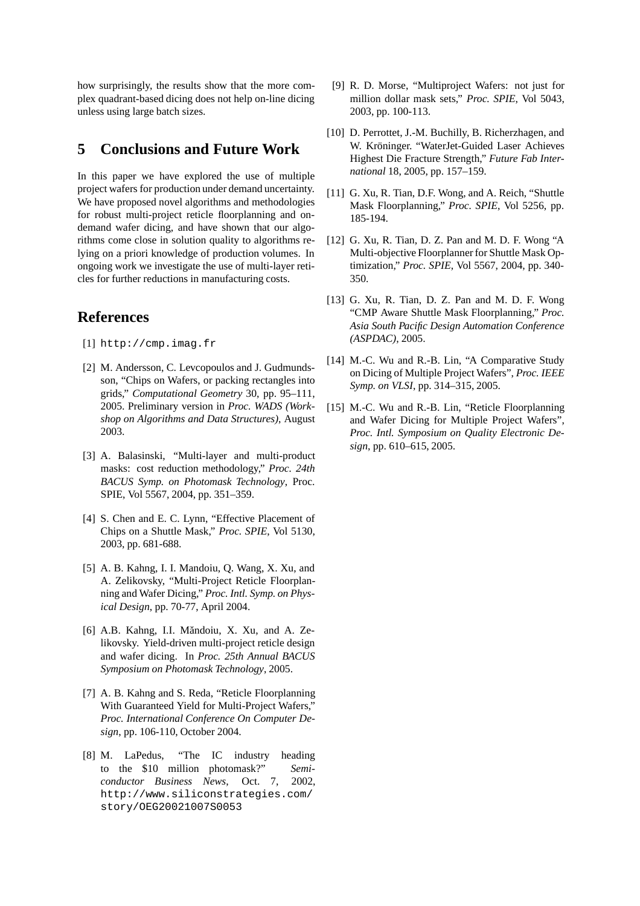how surprisingly, the results show that the more complex quadrant-based dicing does not help on-line dicing unless using large batch sizes.

## 5 Conclusions and Future Work

In this paper we have explored the use of multiple project wafers for production under demand uncertainty. We have proposed novel algorithms and methodologies for robust multi-project reticle floorplanning and on-demand wafer dicing, and have shown that our algorithms come close in solution quality to algorithms relying on a priori knowledge of production volumes. In ongoing work we investigate the use of multi-layer reticles for further reductions in manufacturing costs.

## References

[1] `http://cmp.imag.fr`

[2] M. Andersson, C. Levcopoulos and J. Gudmundsson, "Chips on Wafers, or packing rectangles into grids," *Computational Geometry* 30, pp. 95–111, 2005. Preliminary version in *Proc. WADS (Workshop on Algorithms and Data Structures)*, August 2003.

[3] A. Balasinski, "Multi-layer and multi-product masks: cost reduction methodology," *Proc. 24th BACUS Symp. on Photomask Technology*, Proc. SPIE, Vol 5567, 2004, pp. 351–359.

[4] S. Chen and E. C. Lynn, "Effective Placement of Chips on a Shuttle Mask," *Proc. SPIE*, Vol 5130, 2003, pp. 681-688.

[5] A. B. Kahng, I. I. Mandoiu, Q. Wang, X. Xu, and A. Zelikovsky, "Multi-Project Reticle Floorplanning and Wafer Dicing," *Proc. Intl. Symp. on Physical Design*, pp. 70-77, April 2004.

[6] A.B. Kahng, I.I. Măndoiu, X. Xu, and A. Zelikovsky. Yield-driven multi-project reticle design and wafer dicing. In *Proc. 25th Annual BACUS Symposium on Photomask Technology*, 2005.

[7] A. B. Kahng and S. Reda, "Reticle Floorplanning With Guaranteed Yield for Multi-Project Wafers," *Proc. International Conference On Computer Design*, pp. 106-110, October 2004.

[8] M. LaPedus, "The IC industry heading to the $10 million photomask?" *Semiconductor Business News*, Oct. 7, 2002, `http://www.siliconstrategies.com/story/OEG20021007S0053`

[9] R. D. Morse, "Multiproject Wafers: not just for million dollar mask sets," *Proc. SPIE*, Vol 5043, 2003, pp. 100-113.

[10] D. Perrottet, J.-M. Buchilly, B. Richerzhagen, and W. Kröninger. "WaterJet-Guided Laser Achieves Highest Die Fracture Strength," *Future Fab International* 18, 2005, pp. 157–159.

[11] G. Xu, R. Tian, D.F. Wong, and A. Reich, "Shuttle Mask Floorplanning," *Proc. SPIE*, Vol 5256, pp. 185-194.

[12] G. Xu, R. Tian, D. Z. Pan and M. D. F. Wong "A Multi-objective Floorplanner for Shuttle Mask Optimization," *Proc. SPIE*, Vol 5567, 2004, pp. 340-350.

[13] G. Xu, R. Tian, D. Z. Pan and M. D. F. Wong "CMP Aware Shuttle Mask Floorplanning," *Proc. Asia South Pacific Design Automation Conference (ASPDAC)*, 2005.

[14] M.-C. Wu and R.-B. Lin, "A Comparative Study on Dicing of Multiple Project Wafers", *Proc. IEEE Symp. on VLSI*, pp. 314–315, 2005.

[15] M.-C. Wu and R.-B. Lin, "Reticle Floorplanning and Wafer Dicing for Multiple Project Wafers", *Proc. Intl. Symposium on Quality Electronic Design*, pp. 610–615, 2005.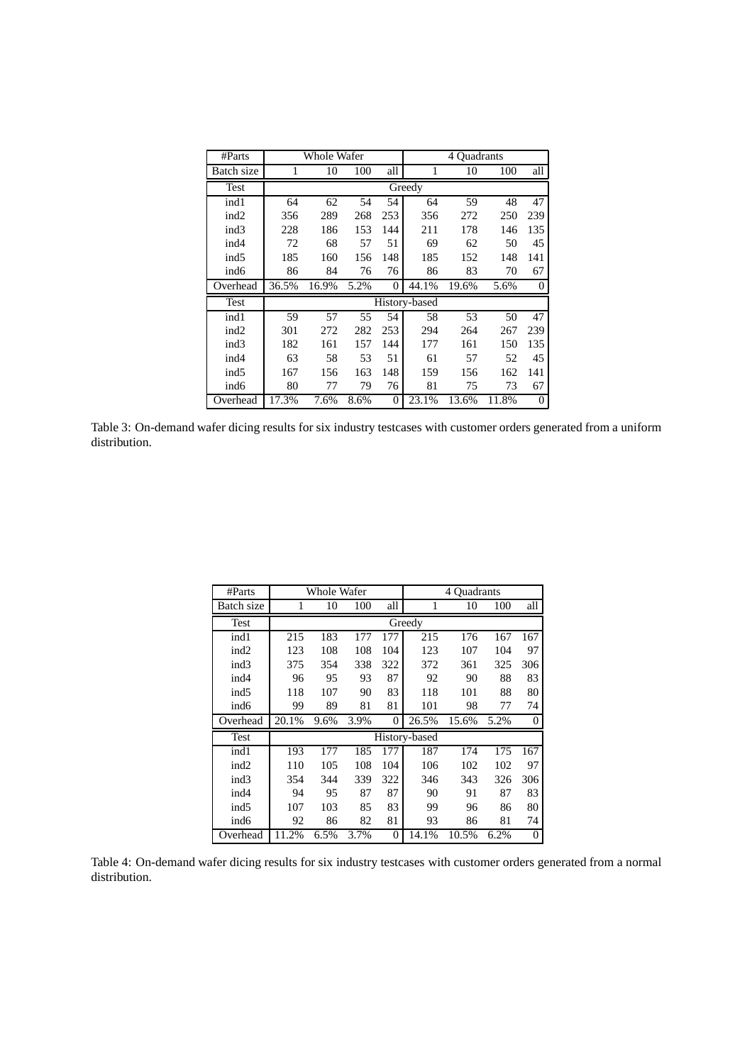| #Parts | Whole Wafer | | | | 4 Quadrants | | | |
|---|---|---|---|---|---|---|---|---|
| Batch size | 1 | 10 | 100 | all | 1 | 10 | 100 | all |
| Test | Greedy | | | | | | | |
| ind1 | 64 | 62 | 54 | 54 | 64 | 59 | 48 | 47 |
| ind2 | 356 | 289 | 268 | 253 | 356 | 272 | 250 | 239 |
| ind3 | 228 | 186 | 153 | 144 | 211 | 178 | 146 | 135 |
| ind4 | 72 | 68 | 57 | 51 | 69 | 62 | 50 | 45 |
| ind5 | 185 | 160 | 156 | 148 | 185 | 152 | 148 | 141 |
| ind6 | 86 | 84 | 76 | 76 | 86 | 83 | 70 | 67 |
| Overhead | 36.5% | 16.9% | 5.2% | 0 | 44.1% | 19.6% | 5.6% | 0 |
| Test | History-based | | | | | | | |
| ind1 | 59 | 57 | 55 | 54 | 58 | 53 | 50 | 47 |
| ind2 | 301 | 272 | 282 | 253 | 294 | 264 | 267 | 239 |
| ind3 | 182 | 161 | 157 | 144 | 177 | 161 | 150 | 135 |
| ind4 | 63 | 58 | 53 | 51 | 61 | 57 | 52 | 45 |
| ind5 | 167 | 156 | 163 | 148 | 159 | 156 | 162 | 141 |
| ind6 | 80 | 77 | 79 | 76 | 81 | 75 | 73 | 67 |
| Overhead | 17.3% | 7.6% | 8.6% | 0 | 23.1% | 13.6% | 11.8% | 0 |

Table 3: On-demand wafer dicing results for six industry testcases with customer orders generated from a uniform distribution.

| #Parts | Whole Wafer | | | | 4 Quadrants | | | |
|---|---|---|---|---|---|---|---|---|
| Batch size | 1 | 10 | 100 | all | 1 | 10 | 100 | all |
| Test | Greedy | | | | | | | |
| ind1 | 215 | 183 | 177 | 177 | 215 | 176 | 167 | 167 |
| ind2 | 123 | 108 | 108 | 104 | 123 | 107 | 104 | 97 |
| ind3 | 375 | 354 | 338 | 322 | 372 | 361 | 325 | 306 |
| ind4 | 96 | 95 | 93 | 87 | 92 | 90 | 88 | 83 |
| ind5 | 118 | 107 | 90 | 83 | 118 | 101 | 88 | 80 |
| ind6 | 99 | 89 | 81 | 81 | 101 | 98 | 77 | 74 |
| Overhead | 20.1% | 9.6% | 3.9% | 0 | 26.5% | 15.6% | 5.2% | 0 |
| Test | History-based | | | | | | | |
| ind1 | 193 | 177 | 185 | 177 | 187 | 174 | 175 | 167 |
| ind2 | 110 | 105 | 108 | 104 | 106 | 102 | 102 | 97 |
| ind3 | 354 | 344 | 339 | 322 | 346 | 343 | 326 | 306 |
| ind4 | 94 | 95 | 87 | 87 | 90 | 91 | 87 | 83 |
| ind5 | 107 | 103 | 85 | 83 | 99 | 96 | 86 | 80 |
| ind6 | 92 | 86 | 82 | 81 | 93 | 86 | 81 | 74 |
| Overhead | 11.2% | 6.5% | 3.7% | 0 | 14.1% | 10.5% | 6.2% | 0 |

Table 4: On-demand wafer dicing results for six industry testcases with customer orders generated from a normal distribution.